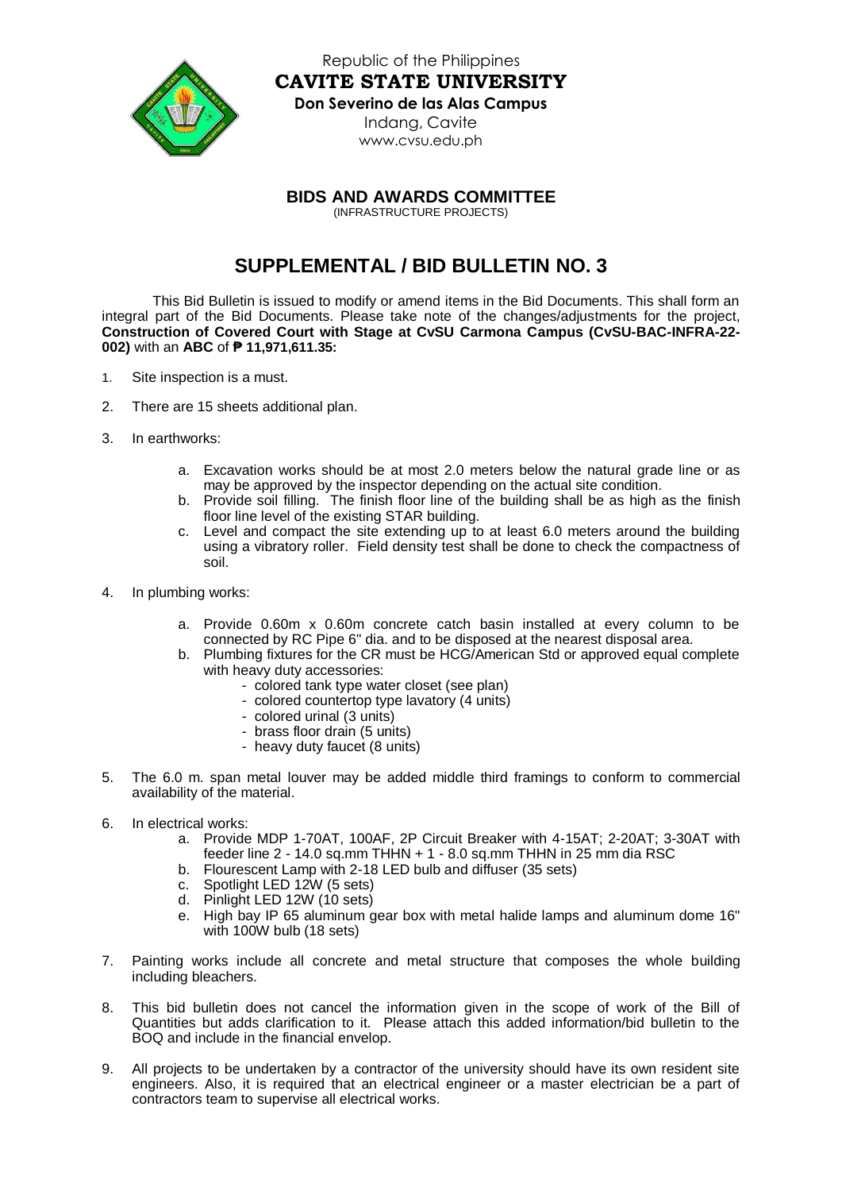Republic of the Philippines

**CAVITE STATE UNIVERSITY**

**Don Severino de las Alas Campus**

Indang, Cavite

www.cvsu.edu.ph

**BIDS AND AWARDS COMMITTEE**

(INFRASTRUCTURE PROJECTS)

# SUPPLEMENTAL / BID BULLETIN NO. 3

This Bid Bulletin is issued to modify or amend items in the Bid Documents. This shall form an integral part of the Bid Documents. Please take note of the changes/adjustments for the project, **Construction of Covered Court with Stage at CvSU Carmona Campus (CvSU-BAC-INFRA-22-002)** with an **ABC** of **₱ 11,971,611.35:**

1. Site inspection is a must.

2. There are 15 sheets additional plan.

3. In earthworks:

    a. Excavation works should be at most 2.0 meters below the natural grade line or as may be approved by the inspector depending on the actual site condition.
    b. Provide soil filling. The finish floor line of the building shall be as high as the finish floor line level of the existing STAR building.
    c. Level and compact the site extending up to at least 6.0 meters around the building using a vibratory roller. Field density test shall be done to check the compactness of soil.

4. In plumbing works:

    a. Provide 0.60m x 0.60m concrete catch basin installed at every column to be connected by RC Pipe 6" dia. and to be disposed at the nearest disposal area.
    b. Plumbing fixtures for the CR must be HCG/American Std or approved equal complete with heavy duty accessories:
        - colored tank type water closet (see plan)
        - colored countertop type lavatory (4 units)
        - colored urinal (3 units)
        - brass floor drain (5 units)
        - heavy duty faucet (8 units)

5. The 6.0 m. span metal louver may be added middle third framings to conform to commercial availability of the material.

6. In electrical works:
    a. Provide MDP 1-70AT, 100AF, 2P Circuit Breaker with 4-15AT; 2-20AT; 3-30AT with feeder line 2 - 14.0 sq.mm THHN + 1 - 8.0 sq.mm THHN in 25 mm dia RSC
    b. Flourescent Lamp with 2-18 LED bulb and diffuser (35 sets)
    c. Spotlight LED 12W (5 sets)
    d. Pinlight LED 12W (10 sets)
    e. High bay IP 65 aluminum gear box with metal halide lamps and aluminum dome 16" with 100W bulb (18 sets)

7. Painting works include all concrete and metal structure that composes the whole building including bleachers.

8. This bid bulletin does not cancel the information given in the scope of work of the Bill of Quantities but adds clarification to it. Please attach this added information/bid bulletin to the BOQ and include in the financial envelop.

9. All projects to be undertaken by a contractor of the university should have its own resident site engineers. Also, it is required that an electrical engineer or a master electrician be a part of contractors team to supervise all electrical works.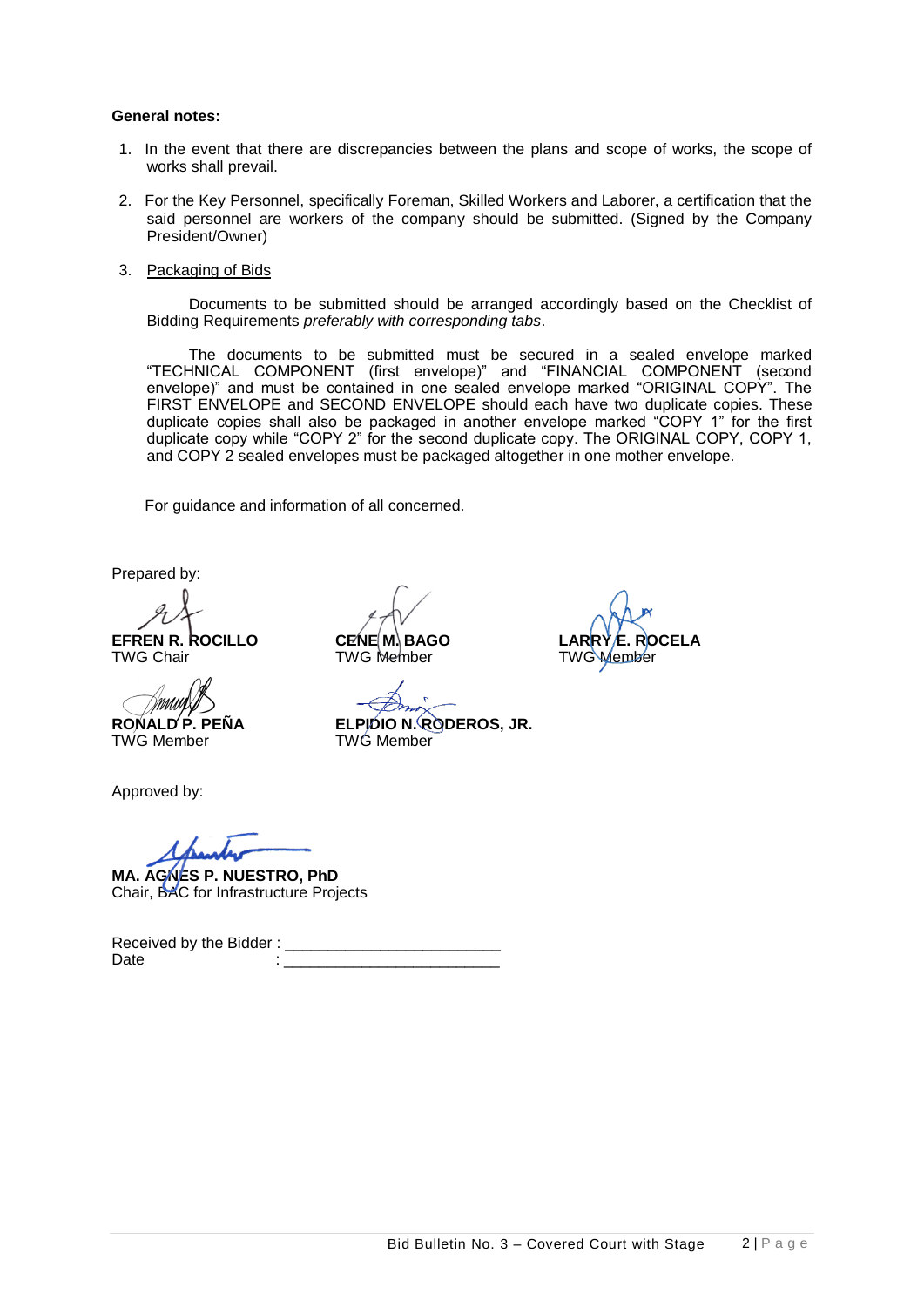**General notes:**

1. In the event that there are discrepancies between the plans and scope of works, the scope of works shall prevail.

2. For the Key Personnel, specifically Foreman, Skilled Workers and Laborer, a certification that the said personnel are workers of the company should be submitted. (Signed by the Company President/Owner)

3. Packaging of Bids

   Documents to be submitted should be arranged accordingly based on the Checklist of Bidding Requirements *preferably with corresponding tabs*.

   The documents to be submitted must be secured in a sealed envelope marked "TECHNICAL COMPONENT (first envelope)" and "FINANCIAL COMPONENT (second envelope)" and must be contained in one sealed envelope marked "ORIGINAL COPY". The FIRST ENVELOPE and SECOND ENVELOPE should each have two duplicate copies. These duplicate copies shall also be packaged in another envelope marked "COPY 1" for the first duplicate copy while "COPY 2" for the second duplicate copy. The ORIGINAL COPY, COPY 1, and COPY 2 sealed envelopes must be packaged altogether in one mother envelope.

For guidance and information of all concerned.

Prepared by:

**EFREN R. ROCILLO**
TWG Chair

**CENE M. BAGO**
TWG Member

**LARRY E. ROCELA**
TWG Member

**RONALD P. PEÑA**
TWG Member

**ELPIDIO N. RODEROS, JR.**
TWG Member

Approved by:

**MA. AGNES P. NUESTRO, PhD**
Chair, BAC for Infrastructure Projects

Received by the Bidder : ________________________
Date : ________________________